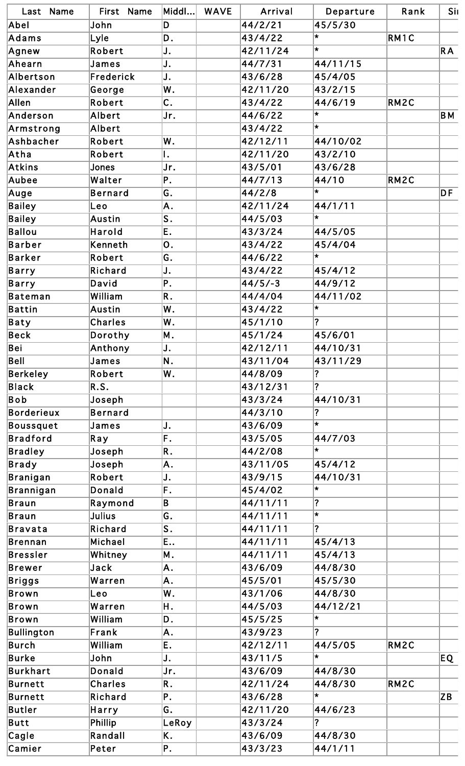| Last Name | First Name | Middl... | WAVE | Arrival | Departure | Rank | Si |
|---|---|---|---|---|---|---|---|
| Abel | John | D |  | 44/2/21 | 45/5/30 |  |  |
| Adams | Lyle | D. |  | 43/4/22 | * | RM1C |  |
| Agnew | Robert | J. |  | 42/11/24 | * |  | RA |
| Ahearn | James | J. |  | 44/7/31 | 44/11/15 |  |  |
| Albertson | Frederick | J. |  | 43/6/28 | 45/4/05 |  |  |
| Alexander | George | W. |  | 42/11/20 | 43/2/15 |  |  |
| Allen | Robert | C. |  | 43/4/22 | 44/6/19 | RM2C |  |
| Anderson | Albert | Jr. |  | 44/6/22 | * |  | BM |
| Armstrong | Albert |  |  | 43/4/22 | * |  |  |
| Ashbacher | Robert | W. |  | 42/12/11 | 44/10/02 |  |  |
| Atha | Robert | I. |  | 42/11/20 | 43/2/10 |  |  |
| Atkins | Jones | Jr. |  | 43/5/01 | 43/6/28 |  |  |
| Aubee | Walter | P. |  | 44/7/13 | 44/10 | RM2C |  |
| Auge | Bernard | G. |  | 44/2/8 | * |  | DF |
| Bailey | Leo | A. |  | 42/11/24 | 44/1/11 |  |  |
| Bailey | Austin | S. |  | 44/5/03 | * |  |  |
| Ballou | Harold | E. |  | 43/3/24 | 44/5/05 |  |  |
| Barber | Kenneth | O. |  | 43/4/22 | 45/4/04 |  |  |
| Barker | Robert | G. |  | 44/6/22 | * |  |  |
| Barry | Richard | J. |  | 43/4/22 | 45/4/12 |  |  |
| Barry | David | P. |  | 44/5/-3 | 44/9/12 |  |  |
| Bateman | William | R. |  | 44/4/04 | 44/11/02 |  |  |
| Battin | Austin | W. |  | 43/4/22 | * |  |  |
| Baty | Charles | W. |  | 45/1/10 | ? |  |  |
| Beck | Dorothy | M. |  | 45/1/24 | 45/6/01 |  |  |
| Bei | Anthony | J. |  | 42/12/11 | 44/10/31 |  |  |
| Bell | James | N. |  | 43/11/04 | 43/11/29 |  |  |
| Berkeley | Robert | W. |  | 44/8/09 | ? |  |  |
| Black | R.S. |  |  | 43/12/31 | ? |  |  |
| Bob | Joseph |  |  | 43/3/24 | 44/10/31 |  |  |
| Borderieux | Bernard |  |  | 44/3/10 | ? |  |  |
| Boussquet | James | J. |  | 43/6/09 | * |  |  |
| Bradford | Ray | F. |  | 43/5/05 | 44/7/03 |  |  |
| Bradley | Joseph | R. |  | 44/2/08 | * |  |  |
| Brady | Joseph | A. |  | 43/11/05 | 45/4/12 |  |  |
| Branigan | Robert | J. |  | 43/9/15 | 44/10/31 |  |  |
| Brannigan | Donald | F. |  | 45/4/02 | * |  |  |
| Braun | Raymond | B |  | 44/11/11 | ? |  |  |
| Braun | Julius | G. |  | 44/11/11 | * |  |  |
| Bravata | Richard | S. |  | 44/11/11 | ? |  |  |
| Brennan | Michael | E.. |  | 44/11/11 | 45/4/13 |  |  |
| Bressler | Whitney | M. |  | 44/11/11 | 45/4/13 |  |  |
| Brewer | Jack | A. |  | 43/6/09 | 44/8/30 |  |  |
| Briggs | Warren | A. |  | 45/5/01 | 45/5/30 |  |  |
| Brown | Leo | W. |  | 43/1/06 | 44/8/30 |  |  |
| Brown | Warren | H. |  | 44/5/03 | 44/12/21 |  |  |
| Brown | William | D. |  | 45/5/25 | * |  |  |
| Bullington | Frank | A. |  | 43/9/23 | ? |  |  |
| Burch | William | E. |  | 42/12/11 | 44/5/05 | RM2C |  |
| Burke | John | J. |  | 43/11/5 | * |  | EQ |
| Burkhart | Donald | Jr. |  | 43/6/09 | 44/8/30 |  |  |
| Burnett | Charles | R. |  | 42/11/24 | 44/8/30 | RM2C |  |
| Burnett | Richard | P. |  | 43/6/28 | * |  | ZB |
| Butler | Harry | G. |  | 42/11/20 | 44/6/23 |  |  |
| Butt | Phillip | LeRoy |  | 43/3/24 | ? |  |  |
| Cagle | Randall | K. |  | 43/6/09 | 44/8/30 |  |  |
| Camier | Peter | P. |  | 43/3/23 | 44/1/11 |  |  |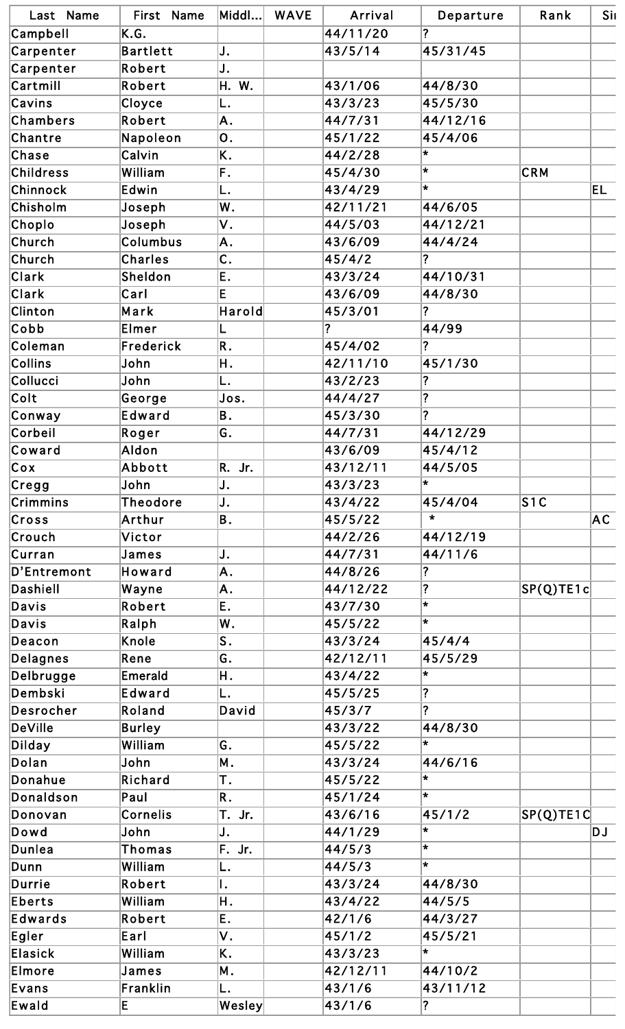| Last Name | First Name | Middl... | WAVE | Arrival | Departure | Rank | Si |
|---|---|---|---|---|---|---|---|
| Campbell | K.G. | | | 44/11/20 | ? | | |
| Carpenter | Bartlett | J. | | 43/5/14 | 45/31/45 | | |
| Carpenter | Robert | J. | | | | | |
| Cartmill | Robert | H. W. | | 43/1/06 | 44/8/30 | | |
| Cavins | Cloyce | L. | | 43/3/23 | 45/5/30 | | |
| Chambers | Robert | A. | | 44/7/31 | 44/12/16 | | |
| Chantre | Napoleon | O. | | 45/1/22 | 45/4/06 | | |
| Chase | Calvin | K. | | 44/2/28 | * | | |
| Childress | William | F. | | 45/4/30 | * | CRM | |
| Chinnock | Edwin | L. | | 43/4/29 | * | | EL |
| Chisholm | Joseph | W. | | 42/11/21 | 44/6/05 | | |
| Choplo | Joseph | V. | | 44/5/03 | 44/12/21 | | |
| Church | Columbus | A. | | 43/6/09 | 44/4/24 | | |
| Church | Charles | C. | | 45/4/2 | ? | | |
| Clark | Sheldon | E. | | 43/3/24 | 44/10/31 | | |
| Clark | Carl | E | | 43/6/09 | 44/8/30 | | |
| Clinton | Mark | Harold | | 45/3/01 | ? | | |
| Cobb | Elmer | L | | ? | 44/99 | | |
| Coleman | Frederick | R. | | 45/4/02 | ? | | |
| Collins | John | H. | | 42/11/10 | 45/1/30 | | |
| Collucci | John | L. | | 43/2/23 | ? | | |
| Colt | George | Jos. | | 44/4/27 | ? | | |
| Conway | Edward | B. | | 45/3/30 | ? | | |
| Corbeil | Roger | G. | | 44/7/31 | 44/12/29 | | |
| Coward | Aldon | | | 43/6/09 | 45/4/12 | | |
| Cox | Abbott | R. Jr. | | 43/12/11 | 44/5/05 | | |
| Cregg | John | J. | | 43/3/23 | * | | |
| Crimmins | Theodore | J. | | 43/4/22 | 45/4/04 | S1C | |
| Cross | Arthur | B. | | 45/5/22 | * | | AC |
| Crouch | Victor | | | 44/2/26 | 44/12/19 | | |
| Curran | James | J. | | 44/7/31 | 44/11/6 | | |
| D'Entremont | Howard | A. | | 44/8/26 | ? | | |
| Dashiell | Wayne | A. | | 44/12/22 | ? | SP(Q)TE1c | |
| Davis | Robert | E. | | 43/7/30 | * | | |
| Davis | Ralph | W. | | 45/5/22 | * | | |
| Deacon | Knole | S. | | 43/3/24 | 45/4/4 | | |
| Delagnes | Rene | G. | | 42/12/11 | 45/5/29 | | |
| Delbrugge | Emerald | H. | | 43/4/22 | * | | |
| Dembski | Edward | L. | | 45/5/25 | ? | | |
| Desrocher | Roland | David | | 45/3/7 | ? | | |
| DeVille | Burley | | | 43/3/22 | 44/8/30 | | |
| Dilday | William | G. | | 45/5/22 | * | | |
| Dolan | John | M. | | 43/3/24 | 44/6/16 | | |
| Donahue | Richard | T. | | 45/5/22 | * | | |
| Donaldson | Paul | R. | | 45/1/24 | * | | |
| Donovan | Cornelis | T. Jr. | | 43/6/16 | 45/1/2 | SP(Q)TE1C | |
| Dowd | John | J. | | 44/1/29 | * | | DJ |
| Dunlea | Thomas | F. Jr. | | 44/5/3 | * | | |
| Dunn | William | L. | | 44/5/3 | * | | |
| Durrie | Robert | I. | | 43/3/24 | 44/8/30 | | |
| Eberts | William | H. | | 43/4/22 | 44/5/5 | | |
| Edwards | Robert | E. | | 42/1/6 | 44/3/27 | | |
| Egler | Earl | V. | | 45/1/2 | 45/5/21 | | |
| Elasick | William | K. | | 43/3/23 | * | | |
| Elmore | James | M. | | 42/12/11 | 44/10/2 | | |
| Evans | Franklin | L. | | 43/1/6 | 43/11/12 | | |
| Ewald | E | Wesley | | 43/1/6 | ? | | |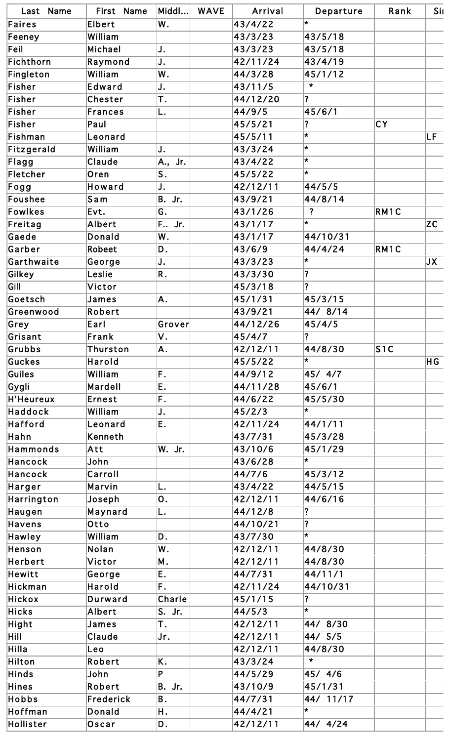| Last Name | First Name | Middl... | WAVE | Arrival | Departure | Rank | Si |
|---|---|---|---|---|---|---|---|
| Faires | Elbert | W. | | 43/4/22 | * | | |
| Feeney | William | | | 43/3/23 | 43/5/18 | | |
| Feil | Michael | J. | | 43/3/23 | 43/5/18 | | |
| Fichthorn | Raymond | J. | | 42/11/24 | 43/4/19 | | |
| Fingleton | William | W. | | 44/3/28 | 45/1/12 | | |
| Fisher | Edward | J. | | 43/11/5 | * | | |
| Fisher | Chester | T. | | 44/12/20 | ? | | |
| Fisher | Frances | L. | | 44/9/5 | 45/6/1 | | |
| Fisher | Paul | | | 45/5/21 | ? | CY | |
| Fishman | Leonard | | | 45/5/11 | * | | LF |
| Fitzgerald | William | J. | | 43/3/24 | * | | |
| Flagg | Claude | A., Jr. | | 43/4/22 | * | | |
| Fletcher | Oren | S. | | 45/5/22 | * | | |
| Fogg | Howard | J. | | 42/12/11 | 44/5/5 | | |
| Foushee | Sam | B. Jr. | | 43/9/21 | 44/8/14 | | |
| Fowlkes | Evt. | G. | | 43/1/26 | ? | RM1C | |
| Freitag | Albert | F.. Jr. | | 43/1/17 | * | | ZC |
| Gaede | Donald | W. | | 43/1/17 | 44/10/31 | | |
| Garber | Robeet | D. | | 43/6/9 | 44/4/24 | RM1C | |
| Garthwaite | George | J. | | 43/3/23 | * | | JX |
| Gilkey | Leslie | R. | | 43/3/30 | ? | | |
| Gill | Victor | | | 45/3/18 | ? | | |
| Goetsch | James | A. | | 45/1/31 | 45/3/15 | | |
| Greenwood | Robert | | | 43/9/21 | 44/ 8/14 | | |
| Grey | Earl | Grover | | 44/12/26 | 45/4/5 | | |
| Grisant | Frank | V. | | 45/4/7 | ? | | |
| Grubbs | Thurston | A. | | 42/12/11 | 44/8/30 | S1C | |
| Guckes | Harold | | | 45/5/22 | * | | HG |
| Guiles | William | F. | | 44/9/12 | 45/ 4/7 | | |
| Gygli | Mardell | E. | | 44/11/28 | 45/6/1 | | |
| H'Heureux | Ernest | F. | | 44/6/22 | 45/5/30 | | |
| Haddock | William | J. | | 45/2/3 | * | | |
| Hafford | Leonard | E. | | 42/11/24 | 44/1/11 | | |
| Hahn | Kenneth | | | 43/7/31 | 45/3/28 | | |
| Hammonds | Att | W. Jr. | | 43/10/6 | 45/1/29 | | |
| Hancock | John | | | 43/6/28 | * | | |
| Hancock | Carroll | | | 44/7/6 | 45/3/12 | | |
| Harger | Marvin | L. | | 43/4/22 | 44/5/15 | | |
| Harrington | Joseph | O. | | 42/12/11 | 44/6/16 | | |
| Haugen | Maynard | L. | | 44/12/8 | ? | | |
| Havens | Otto | | | 44/10/21 | ? | | |
| Hawley | William | D. | | 43/7/30 | * | | |
| Henson | Nolan | W. | | 42/12/11 | 44/8/30 | | |
| Herbert | Victor | M. | | 42/12/11 | 44/8/30 | | |
| Hewitt | George | E. | | 44/7/31 | 44/11/1 | | |
| Hickman | Harold | F. | | 42/11/24 | 44/10/31 | | |
| Hickox | Durward | Charle | | 45/1/15 | ? | | |
| Hicks | Albert | S. Jr. | | 44/5/3 | * | | |
| Hight | James | T. | | 42/12/11 | 44/ 8/30 | | |
| Hill | Claude | Jr. | | 42/12/11 | 44/ 5/5 | | |
| Hilla | Leo | | | 42/12/11 | 44/8/30 | | |
| Hilton | Robert | K. | | 43/3/24 | * | | |
| Hinds | John | P | | 44/5/29 | 45/ 4/6 | | |
| Hines | Robert | B. Jr. | | 43/10/9 | 45/1/31 | | |
| Hobbs | Frederick | B. | | 44/7/31 | 44/ 11/17 | | |
| Hoffman | Donald | H. | | 44/4/21 | * | | |
| Hollister | Oscar | D. | | 42/12/11 | 44/ 4/24 | | |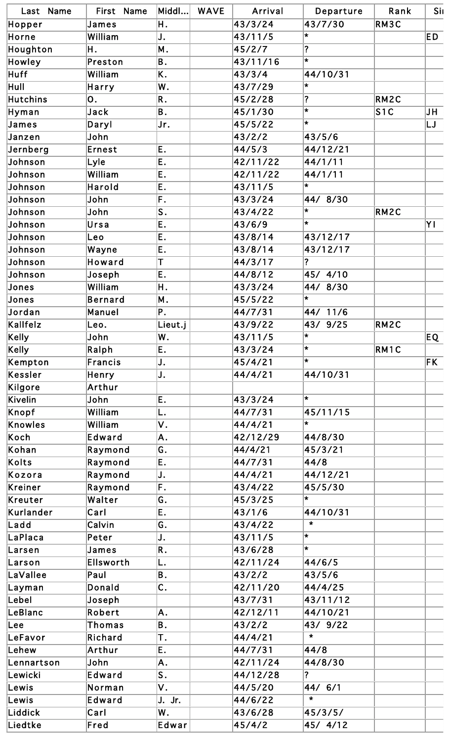| Last Name | First Name | Middl... | WAVE | Arrival | Departure | Rank | Si |
|---|---|---|---|---|---|---|---|
| Hopper | James | H. | | 43/3/24 | 43/7/30 | RM3C | |
| Horne | William | J. | | 43/11/5 | * | | ED |
| Houghton | H. | M. | | 45/2/7 | ? | | |
| Howley | Preston | B. | | 43/11/16 | * | | |
| Huff | William | K. | | 43/3/4 | 44/10/31 | | |
| Hull | Harry | W. | | 43/7/29 | * | | |
| Hutchins | O. | R. | | 45/2/28 | ? | RM2C | |
| Hyman | Jack | B. | | 45/1/30 | * | S1C | JH |
| James | Daryl | Jr. | | 45/5/22 | * | | LJ |
| Janzen | John | | | 43/2/2 | 43/5/6 | | |
| Jernberg | Ernest | E. | | 44/5/3 | 44/12/21 | | |
| Johnson | Lyle | E. | | 42/11/22 | 44/1/11 | | |
| Johnson | William | E. | | 42/11/22 | 44/1/11 | | |
| Johnson | Harold | E. | | 43/11/5 | * | | |
| Johnson | John | F. | | 43/3/24 | 44/ 8/30 | | |
| Johnson | John | S. | | 43/4/22 | * | RM2C | |
| Johnson | Ursa | E. | | 43/6/9 | * | | YI |
| Johnson | Leo | E. | | 43/8/14 | 43/12/17 | | |
| Johnson | Wayne | E. | | 43/8/14 | 43/12/17 | | |
| Johnson | Howard | T | | 44/3/17 | ? | | |
| Johnson | Joseph | E. | | 44/8/12 | 45/ 4/10 | | |
| Jones | William | H. | | 43/3/24 | 44/ 8/30 | | |
| Jones | Bernard | M. | | 45/5/22 | * | | |
| Jordan | Manuel | P. | | 44/7/31 | 44/ 11/6 | | |
| Kallfelz | Leo. | Lieut.j | | 43/9/22 | 43/ 9/25 | RM2C | |
| Kelly | John | W. | | 43/11/5 | * | | EQ |
| Kelly | Ralph | E. | | 43/3/24 | * | RM1C | |
| Kempton | Francis | J. | | 45/4/21 | * | | FK |
| Kessler | Henry | J. | | 44/4/21 | 44/10/31 | | |
| Kilgore | Arthur | | | | | | |
| Kivelin | John | E. | | 43/3/24 | * | | |
| Knopf | William | L. | | 44/7/31 | 45/11/15 | | |
| Knowles | William | V. | | 44/4/21 | * | | |
| Koch | Edward | A. | | 42/12/29 | 44/8/30 | | |
| Kohan | Raymond | G. | | 44/4/21 | 45/3/21 | | |
| Kolts | Raymond | E. | | 44/7/31 | 44/8 | | |
| Kozora | Raymond | J. | | 44/4/21 | 44/12/21 | | |
| Kreiner | Raymond | F. | | 43/4/22 | 45/5/30 | | |
| Kreuter | Walter | G. | | 45/3/25 | * | | |
| Kurlander | Carl | E. | | 43/1/6 | 44/10/31 | | |
| Ladd | Calvin | G. | | 43/4/22 | * | | |
| LaPlaca | Peter | J. | | 43/11/5 | * | | |
| Larsen | James | R. | | 43/6/28 | * | | |
| Larson | Ellsworth | L. | | 42/11/24 | 44/6/5 | | |
| LaVallee | Paul | B. | | 43/2/2 | 43/5/6 | | |
| Layman | Donald | C. | | 42/11/20 | 44/4/25 | | |
| Lebel | Joseph | | | 43/7/31 | 43/11/12 | | |
| LeBlanc | Robert | A. | | 42/12/11 | 44/10/21 | | |
| Lee | Thomas | B. | | 43/2/2 | 43/ 9/22 | | |
| LeFavor | Richard | T. | | 44/4/21 | * | | |
| Lehew | Arthur | E. | | 44/7/31 | 44/8 | | |
| Lennartson | John | A. | | 42/11/24 | 44/8/30 | | |
| Lewicki | Edward | S. | | 44/12/28 | ? | | |
| Lewis | Norman | V. | | 44/5/20 | 44/ 6/1 | | |
| Lewis | Edward | J. Jr. | | 44/6/22 | * | | |
| Liddick | Carl | W. | | 43/6/28 | 45/3/5/ | | |
| Liedtke | Fred | Edwar | | 45/4/2 | 45/ 4/12 | | |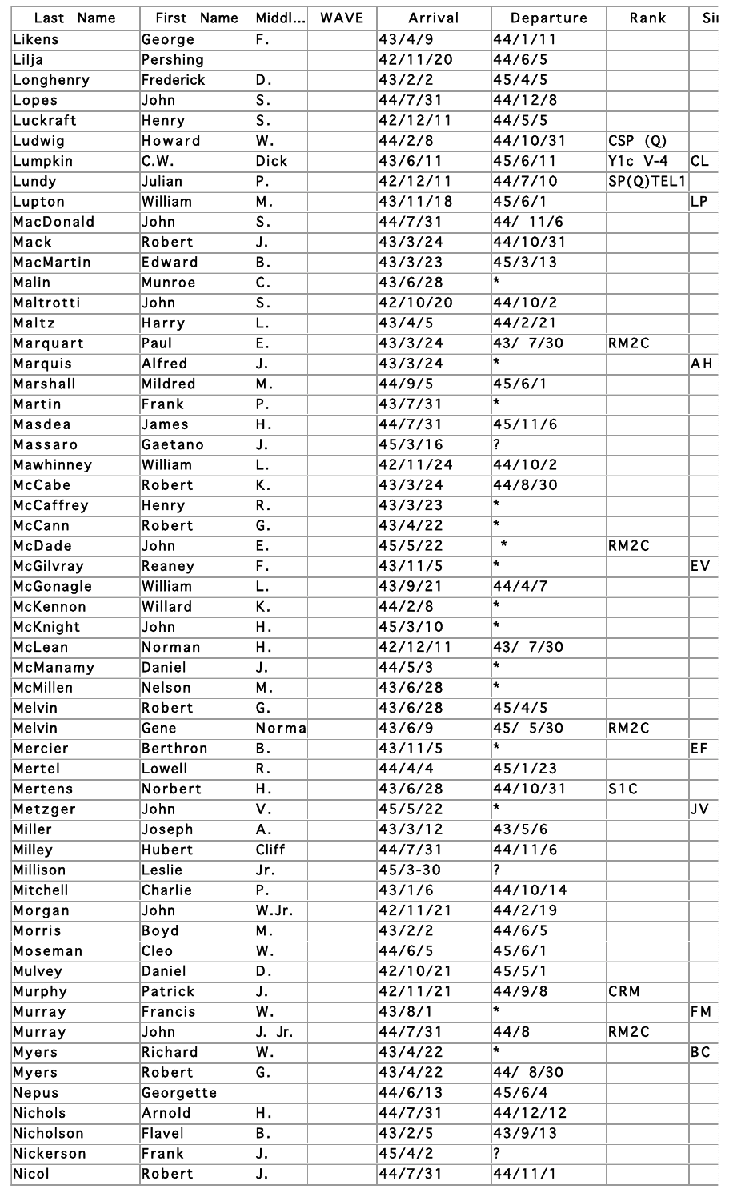| Last Name | First Name | Middl... | WAVE | Arrival | Departure | Rank | Si |
|---|---|---|---|---|---|---|---|
| Likens | George | F. | | 43/4/9 | 44/1/11 | | |
| Lilja | Pershing | | | 42/11/20 | 44/6/5 | | |
| Longhenry | Frederick | D. | | 43/2/2 | 45/4/5 | | |
| Lopes | John | S. | | 44/7/31 | 44/12/8 | | |
| Luckraft | Henry | S. | | 42/12/11 | 44/5/5 | | |
| Ludwig | Howard | W. | | 44/2/8 | 44/10/31 | CSP (Q) | |
| Lumpkin | C.W. | Dick | | 43/6/11 | 45/6/11 | Y1c V-4 | CL |
| Lundy | Julian | P. | | 42/12/11 | 44/7/10 | SP(Q)TEL1 | |
| Lupton | William | M. | | 43/11/18 | 45/6/1 | | LP |
| MacDonald | John | S. | | 44/7/31 | 44/ 11/6 | | |
| Mack | Robert | J. | | 43/3/24 | 44/10/31 | | |
| MacMartin | Edward | B. | | 43/3/23 | 45/3/13 | | |
| Malin | Munroe | C. | | 43/6/28 | * | | |
| Maltrotti | John | S. | | 42/10/20 | 44/10/2 | | |
| Maltz | Harry | L. | | 43/4/5 | 44/2/21 | | |
| Marquart | Paul | E. | | 43/3/24 | 43/ 7/30 | RM2C | |
| Marquis | Alfred | J. | | 43/3/24 | * | | AH |
| Marshall | Mildred | M. | | 44/9/5 | 45/6/1 | | |
| Martin | Frank | P. | | 43/7/31 | * | | |
| Masdea | James | H. | | 44/7/31 | 45/11/6 | | |
| Massaro | Gaetano | J. | | 45/3/16 | ? | | |
| Mawhinney | William | L. | | 42/11/24 | 44/10/2 | | |
| McCabe | Robert | K. | | 43/3/24 | 44/8/30 | | |
| McCaffrey | Henry | R. | | 43/3/23 | * | | |
| McCann | Robert | G. | | 43/4/22 | * | | |
| McDade | John | E. | | 45/5/22 | * | RM2C | |
| McGilvray | Reaney | F. | | 43/11/5 | * | | EV |
| McGonagle | William | L. | | 43/9/21 | 44/4/7 | | |
| McKennon | Willard | K. | | 44/2/8 | * | | |
| McKnight | John | H. | | 45/3/10 | * | | |
| McLean | Norman | H. | | 42/12/11 | 43/ 7/30 | | |
| McManamy | Daniel | J. | | 44/5/3 | * | | |
| McMillen | Nelson | M. | | 43/6/28 | * | | |
| Melvin | Robert | G. | | 43/6/28 | 45/4/5 | | |
| Melvin | Gene | Norma | | 43/6/9 | 45/ 5/30 | RM2C | |
| Mercier | Berthron | B. | | 43/11/5 | * | | EF |
| Mertel | Lowell | R. | | 44/4/4 | 45/1/23 | | |
| Mertens | Norbert | H. | | 43/6/28 | 44/10/31 | S1C | |
| Metzger | John | V. | | 45/5/22 | * | | JV |
| Miller | Joseph | A. | | 43/3/12 | 43/5/6 | | |
| Milley | Hubert | Cliff | | 44/7/31 | 44/11/6 | | |
| Millison | Leslie | Jr. | | 45/3-30 | ? | | |
| Mitchell | Charlie | P. | | 43/1/6 | 44/10/14 | | |
| Morgan | John | W.Jr. | | 42/11/21 | 44/2/19 | | |
| Morris | Boyd | M. | | 43/2/2 | 44/6/5 | | |
| Moseman | Cleo | W. | | 44/6/5 | 45/6/1 | | |
| Mulvey | Daniel | D. | | 42/10/21 | 45/5/1 | | |
| Murphy | Patrick | J. | | 42/11/21 | 44/9/8 | CRM | |
| Murray | Francis | W. | | 43/8/1 | * | | FM |
| Murray | John | J. Jr. | | 44/7/31 | 44/8 | RM2C | |
| Myers | Richard | W. | | 43/4/22 | * | | BC |
| Myers | Robert | G. | | 43/4/22 | 44/ 8/30 | | |
| Nepus | Georgette | | | 44/6/13 | 45/6/4 | | |
| Nichols | Arnold | H. | | 44/7/31 | 44/12/12 | | |
| Nicholson | Flavel | B. | | 43/2/5 | 43/9/13 | | |
| Nickerson | Frank | J. | | 45/4/2 | ? | | |
| Nicol | Robert | J. | | 44/7/31 | 44/11/1 | | |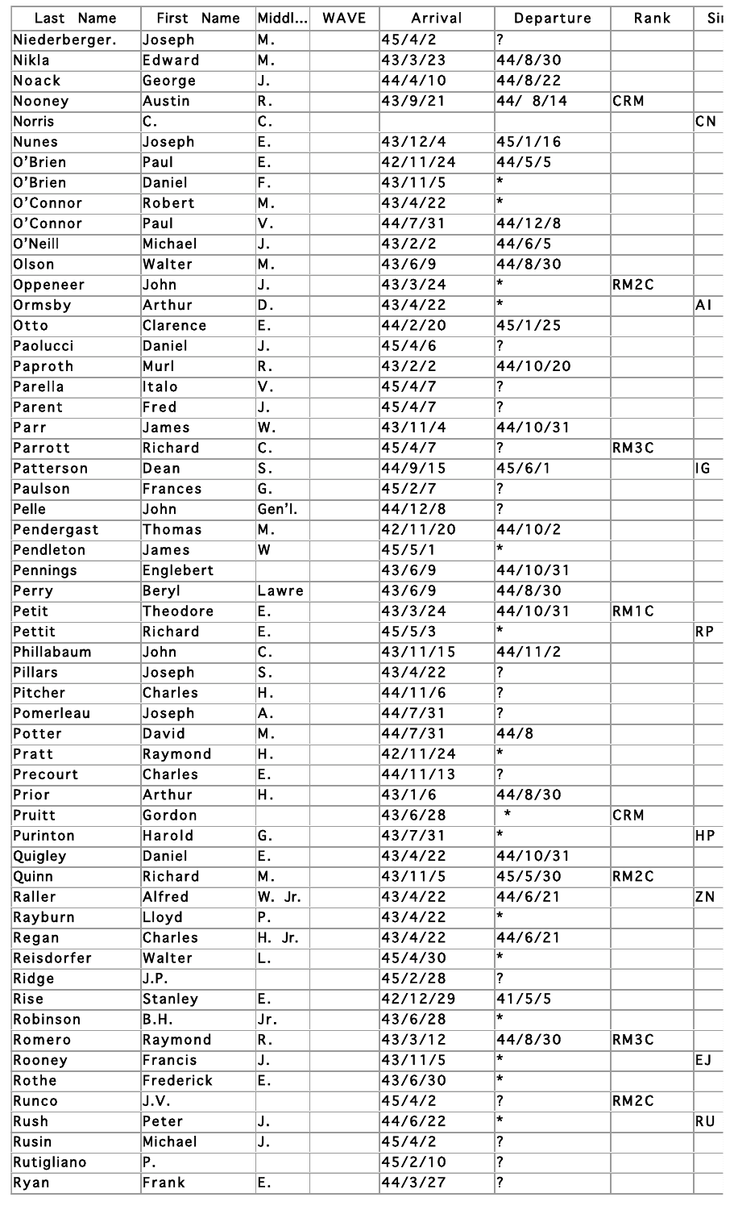| Last Name | First Name | Middl... | WAVE | Arrival | Departure | Rank | Si |
|---|---|---|---|---|---|---|---|
| Niederberger. | Joseph | M. | | 45/4/2 | ? | | |
| Nikla | Edward | M. | | 43/3/23 | 44/8/30 | | |
| Noack | George | J. | | 44/4/10 | 44/8/22 | | |
| Nooney | Austin | R. | | 43/9/21 | 44/ 8/14 | CRM | |
| Norris | C. | C. | | | | | CN |
| Nunes | Joseph | E. | | 43/12/4 | 45/1/16 | | |
| O'Brien | Paul | E. | | 42/11/24 | 44/5/5 | | |
| O'Brien | Daniel | F. | | 43/11/5 | * | | |
| O'Connor | Robert | M. | | 43/4/22 | * | | |
| O'Connor | Paul | V. | | 44/7/31 | 44/12/8 | | |
| O'Neill | Michael | J. | | 43/2/2 | 44/6/5 | | |
| Olson | Walter | M. | | 43/6/9 | 44/8/30 | | |
| Oppeneer | John | J. | | 43/3/24 | * | RM2C | |
| Ormsby | Arthur | D. | | 43/4/22 | * | | AI |
| Otto | Clarence | E. | | 44/2/20 | 45/1/25 | | |
| Paolucci | Daniel | J. | | 45/4/6 | ? | | |
| Paproth | Murl | R. | | 43/2/2 | 44/10/20 | | |
| Parella | Italo | V. | | 45/4/7 | ? | | |
| Parent | Fred | J. | | 45/4/7 | ? | | |
| Parr | James | W. | | 43/11/4 | 44/10/31 | | |
| Parrott | Richard | C. | | 45/4/7 | ? | RM3C | |
| Patterson | Dean | S. | | 44/9/15 | 45/6/1 | | IG |
| Paulson | Frances | G. | | 45/2/7 | ? | | |
| Pelle | John | Gen'l. | | 44/12/8 | ? | | |
| Pendergast | Thomas | M. | | 42/11/20 | 44/10/2 | | |
| Pendleton | James | W | | 45/5/1 | * | | |
| Pennings | Englebert | | | 43/6/9 | 44/10/31 | | |
| Perry | Beryl | Lawre | | 43/6/9 | 44/8/30 | | |
| Petit | Theodore | E. | | 43/3/24 | 44/10/31 | RM1C | |
| Pettit | Richard | E. | | 45/5/3 | * | | RP |
| Phillabaum | John | C. | | 43/11/15 | 44/11/2 | | |
| Pillars | Joseph | S. | | 43/4/22 | ? | | |
| Pitcher | Charles | H. | | 44/11/6 | ? | | |
| Pomerleau | Joseph | A. | | 44/7/31 | ? | | |
| Potter | David | M. | | 44/7/31 | 44/8 | | |
| Pratt | Raymond | H. | | 42/11/24 | * | | |
| Precourt | Charles | E. | | 44/11/13 | ? | | |
| Prior | Arthur | H. | | 43/1/6 | 44/8/30 | | |
| Pruitt | Gordon | | | 43/6/28 | * | CRM | |
| Purinton | Harold | G. | | 43/7/31 | * | | HP |
| Quigley | Daniel | E. | | 43/4/22 | 44/10/31 | | |
| Quinn | Richard | M. | | 43/11/5 | 45/5/30 | RM2C | |
| Raller | Alfred | W. Jr. | | 43/4/22 | 44/6/21 | | ZN |
| Rayburn | Lloyd | P. | | 43/4/22 | * | | |
| Regan | Charles | H. Jr. | | 43/4/22 | 44/6/21 | | |
| Reisdorfer | Walter | L. | | 45/4/30 | * | | |
| Ridge | J.P. | | | 45/2/28 | ? | | |
| Rise | Stanley | E. | | 42/12/29 | 41/5/5 | | |
| Robinson | B.H. | Jr. | | 43/6/28 | * | | |
| Romero | Raymond | R. | | 43/3/12 | 44/8/30 | RM3C | |
| Rooney | Francis | J. | | 43/11/5 | * | | EJ |
| Rothe | Frederick | E. | | 43/6/30 | * | | |
| Runco | J.V. | | | 45/4/2 | ? | RM2C | |
| Rush | Peter | J. | | 44/6/22 | * | | RU |
| Rusin | Michael | J. | | 45/4/2 | ? | | |
| Rutigliano | P. | | | 45/2/10 | ? | | |
| Ryan | Frank | E. | | 44/3/27 | ? | | |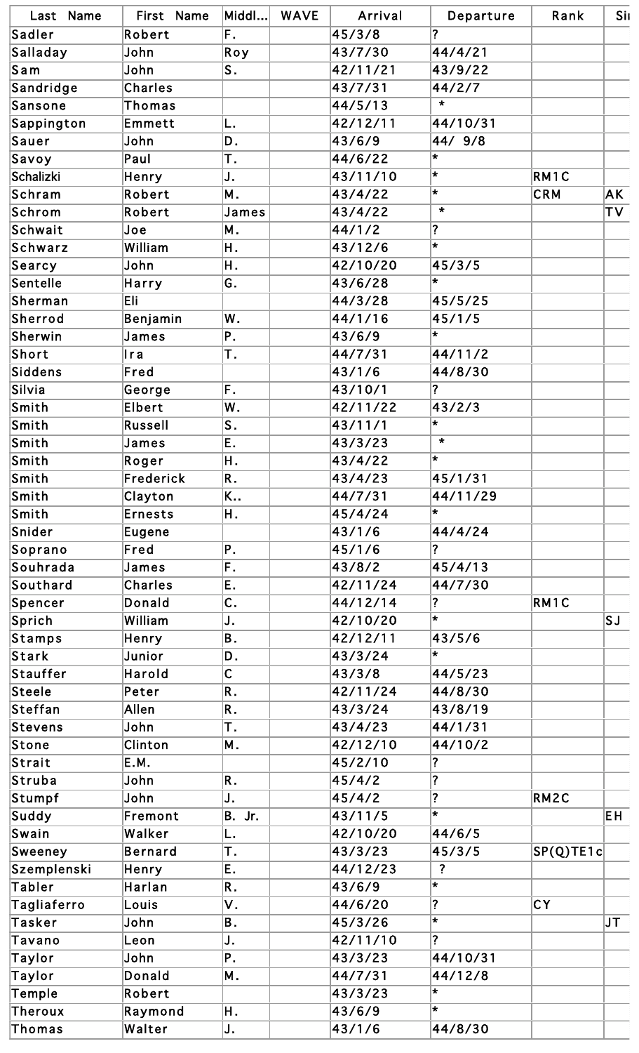| Last Name | First Name | Middl... | WAVE | Arrival | Departure | Rank | Si |
|---|---|---|---|---|---|---|---|
| Sadler | Robert | F. | | 45/3/8 | ? | | |
| Salladay | John | Roy | | 43/7/30 | 44/4/21 | | |
| Sam | John | S. | | 42/11/21 | 43/9/22 | | |
| Sandridge | Charles | | | 43/7/31 | 44/2/7 | | |
| Sansone | Thomas | | | 44/5/13 | * | | |
| Sappington | Emmett | L. | | 42/12/11 | 44/10/31 | | |
| Sauer | John | D. | | 43/6/9 | 44/ 9/8 | | |
| Savoy | Paul | T. | | 44/6/22 | * | | |
| Schalizki | Henry | J. | | 43/11/10 | * | RM1C | |
| Schram | Robert | M. | | 43/4/22 | * | CRM | AK |
| Schrom | Robert | James | | 43/4/22 | * | | TV |
| Schwait | Joe | M. | | 44/1/2 | ? | | |
| Schwarz | William | H. | | 43/12/6 | * | | |
| Searcy | John | H. | | 42/10/20 | 45/3/5 | | |
| Sentelle | Harry | G. | | 43/6/28 | * | | |
| Sherman | Eli | | | 44/3/28 | 45/5/25 | | |
| Sherrod | Benjamin | W. | | 44/1/16 | 45/1/5 | | |
| Sherwin | James | P. | | 43/6/9 | * | | |
| Short | Ira | T. | | 44/7/31 | 44/11/2 | | |
| Siddens | Fred | | | 43/1/6 | 44/8/30 | | |
| Silvia | George | F. | | 43/10/1 | ? | | |
| Smith | Elbert | W. | | 42/11/22 | 43/2/3 | | |
| Smith | Russell | S. | | 43/11/1 | * | | |
| Smith | James | E. | | 43/3/23 | * | | |
| Smith | Roger | H. | | 43/4/22 | * | | |
| Smith | Frederick | R. | | 43/4/23 | 45/1/31 | | |
| Smith | Clayton | K.. | | 44/7/31 | 44/11/29 | | |
| Smith | Ernests | H. | | 45/4/24 | * | | |
| Snider | Eugene | | | 43/1/6 | 44/4/24 | | |
| Soprano | Fred | P. | | 45/1/6 | ? | | |
| Souhrada | James | F. | | 43/8/2 | 45/4/13 | | |
| Southard | Charles | E. | | 42/11/24 | 44/7/30 | | |
| Spencer | Donald | C. | | 44/12/14 | ? | RM1C | |
| Sprich | William | J. | | 42/10/20 | * | | SJ |
| Stamps | Henry | B. | | 42/12/11 | 43/5/6 | | |
| Stark | Junior | D. | | 43/3/24 | * | | |
| Stauffer | Harold | C | | 43/3/8 | 44/5/23 | | |
| Steele | Peter | R. | | 42/11/24 | 44/8/30 | | |
| Steffan | Allen | R. | | 43/3/24 | 43/8/19 | | |
| Stevens | John | T. | | 43/4/23 | 44/1/31 | | |
| Stone | Clinton | M. | | 42/12/10 | 44/10/2 | | |
| Strait | E.M. | | | 45/2/10 | ? | | |
| Struba | John | R. | | 45/4/2 | ? | | |
| Stumpf | John | J. | | 45/4/2 | ? | RM2C | |
| Suddy | Fremont | B. Jr. | | 43/11/5 | * | | EH |
| Swain | Walker | L. | | 42/10/20 | 44/6/5 | | |
| Sweeney | Bernard | T. | | 43/3/23 | 45/3/5 | SP(Q)TE1c | |
| Szemplenski | Henry | E. | | 44/12/23 | ? | | |
| Tabler | Harlan | R. | | 43/6/9 | * | | |
| Tagliaferro | Louis | V. | | 44/6/20 | ? | CY | |
| Tasker | John | B. | | 45/3/26 | * | | JT |
| Tavano | Leon | J. | | 42/11/10 | ? | | |
| Taylor | John | P. | | 43/3/23 | 44/10/31 | | |
| Taylor | Donald | M. | | 44/7/31 | 44/12/8 | | |
| Temple | Robert | | | 43/3/23 | * | | |
| Theroux | Raymond | H. | | 43/6/9 | * | | |
| Thomas | Walter | J. | | 43/1/6 | 44/8/30 | | |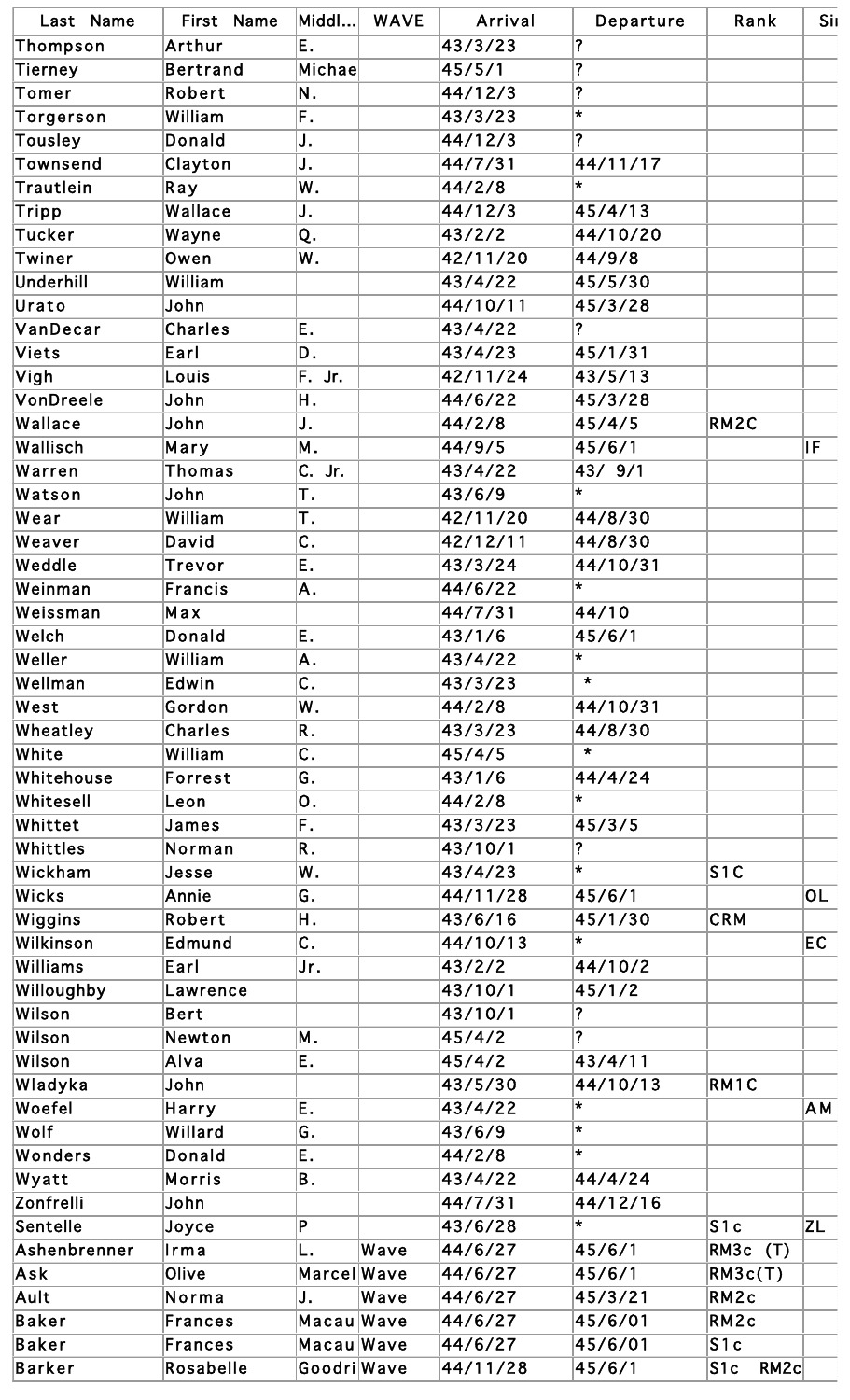| Last Name | First Name | Middl... | WAVE | Arrival | Departure | Rank | Si |
| --- | --- | --- | --- | --- | --- | --- | --- |
| Thompson | Arthur | E. | | 43/3/23 | ? | | |
| Tierney | Bertrand | Michae | | 45/5/1 | ? | | |
| Tomer | Robert | N. | | 44/12/3 | ? | | |
| Torgerson | William | F. | | 43/3/23 | * | | |
| Tousley | Donald | J. | | 44/12/3 | ? | | |
| Townsend | Clayton | J. | | 44/7/31 | 44/11/17 | | |
| Trautlein | Ray | W. | | 44/2/8 | * | | |
| Tripp | Wallace | J. | | 44/12/3 | 45/4/13 | | |
| Tucker | Wayne | Q. | | 43/2/2 | 44/10/20 | | |
| Twiner | Owen | W. | | 42/11/20 | 44/9/8 | | |
| Underhill | William | | | 43/4/22 | 45/5/30 | | |
| Urato | John | | | 44/10/11 | 45/3/28 | | |
| VanDecar | Charles | E. | | 43/4/22 | ? | | |
| Viets | Earl | D. | | 43/4/23 | 45/1/31 | | |
| Vigh | Louis | F. Jr. | | 42/11/24 | 43/5/13 | | |
| VonDreele | John | H. | | 44/6/22 | 45/3/28 | | |
| Wallace | John | J. | | 44/2/8 | 45/4/5 | RM2C | |
| Wallisch | Mary | M. | | 44/9/5 | 45/6/1 | | IF |
| Warren | Thomas | C. Jr. | | 43/4/22 | 43/ 9/1 | | |
| Watson | John | T. | | 43/6/9 | * | | |
| Wear | William | T. | | 42/11/20 | 44/8/30 | | |
| Weaver | David | C. | | 42/12/11 | 44/8/30 | | |
| Weddle | Trevor | E. | | 43/3/24 | 44/10/31 | | |
| Weinman | Francis | A. | | 44/6/22 | * | | |
| Weissman | Max | | | 44/7/31 | 44/10 | | |
| Welch | Donald | E. | | 43/1/6 | 45/6/1 | | |
| Weller | William | A. | | 43/4/22 | * | | |
| Wellman | Edwin | C. | | 43/3/23 | * | | |
| West | Gordon | W. | | 44/2/8 | 44/10/31 | | |
| Wheatley | Charles | R. | | 43/3/23 | 44/8/30 | | |
| White | William | C. | | 45/4/5 | * | | |
| Whitehouse | Forrest | G. | | 43/1/6 | 44/4/24 | | |
| Whitesell | Leon | O. | | 44/2/8 | * | | |
| Whittet | James | F. | | 43/3/23 | 45/3/5 | | |
| Whittles | Norman | R. | | 43/10/1 | ? | | |
| Wickham | Jesse | W. | | 43/4/23 | * | S1C | |
| Wicks | Annie | G. | | 44/11/28 | 45/6/1 | | OL |
| Wiggins | Robert | H. | | 43/6/16 | 45/1/30 | CRM | |
| Wilkinson | Edmund | C. | | 44/10/13 | * | | EC |
| Williams | Earl | Jr. | | 43/2/2 | 44/10/2 | | |
| Willoughby | Lawrence | | | 43/10/1 | 45/1/2 | | |
| Wilson | Bert | | | 43/10/1 | ? | | |
| Wilson | Newton | M. | | 45/4/2 | ? | | |
| Wilson | Alva | E. | | 45/4/2 | 43/4/11 | | |
| Wladyka | John | | | 43/5/30 | 44/10/13 | RM1C | |
| Woefel | Harry | E. | | 43/4/22 | * | | AM |
| Wolf | Willard | G. | | 43/6/9 | * | | |
| Wonders | Donald | E. | | 44/2/8 | * | | |
| Wyatt | Morris | B. | | 43/4/22 | 44/4/24 | | |
| Zonfrelli | John | | | 44/7/31 | 44/12/16 | | |
| Sentelle | Joyce | P | | 43/6/28 | * | S1c | ZL |
| Ashenbrenner | Irma | L. | Wave | 44/6/27 | 45/6/1 | RM3c (T) | |
| Ask | Olive | Marcel | Wave | 44/6/27 | 45/6/1 | RM3c(T) | |
| Ault | Norma | J. | Wave | 44/6/27 | 45/3/21 | RM2c | |
| Baker | Frances | Macau | Wave | 44/6/27 | 45/6/01 | RM2c | |
| Baker | Frances | Macau | Wave | 44/6/27 | 45/6/01 | S1c | |
| Barker | Rosabelle | Goodri | Wave | 44/11/28 | 45/6/1 | S1c RM2c | |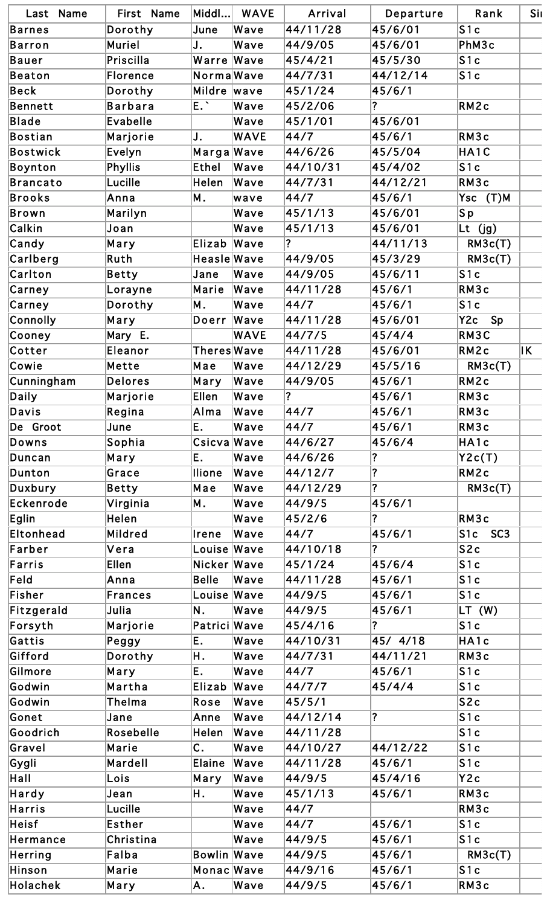| Last Name | First Name | Middl... | WAVE | Arrival | Departure | Rank | Si |
|---|---|---|---|---|---|---|---|
| Barnes | Dorothy | June | Wave | 44/11/28 | 45/6/01 | S1c | |
| Barron | Muriel | J. | Wave | 44/9/05 | 45/6/01 | PhM3c | |
| Bauer | Priscilla | Warre | Wave | 45/4/21 | 45/5/30 | S1c | |
| Beaton | Florence | Norma | Wave | 44/7/31 | 44/12/14 | S1c | |
| Beck | Dorothy | Mildre | wave | 45/1/24 | 45/6/1 | | |
| Bennett | Barbara | E.` | Wave | 45/2/06 | ? | RM2c | |
| Blade | Evabelle | | Wave | 45/1/01 | 45/6/01 | | |
| Bostian | Marjorie | J. | WAVE | 44/7 | 45/6/1 | RM3c | |
| Bostwick | Evelyn | Marga | Wave | 44/6/26 | 45/5/04 | HA1C | |
| Boynton | Phyllis | Ethel | Wave | 44/10/31 | 45/4/02 | S1c | |
| Brancato | Lucille | Helen | Wave | 44/7/31 | 44/12/21 | RM3c | |
| Brooks | Anna | M. | wave | 44/7 | 45/6/1 | Ysc (T)M | |
| Brown | Marilyn | | Wave | 45/1/13 | 45/6/01 | Sp | |
| Calkin | Joan | | Wave | 45/1/13 | 45/6/01 | Lt (jg) | |
| Candy | Mary | Elizab | Wave | ? | 44/11/13 | RM3c(T) | |
| Carlberg | Ruth | Heasle | Wave | 44/9/05 | 45/3/29 | RM3c(T) | |
| Carlton | Betty | Jane | Wave | 44/9/05 | 45/6/11 | S1c | |
| Carney | Lorayne | Marie | Wave | 44/11/28 | 45/6/1 | RM3c | |
| Carney | Dorothy | M. | Wave | 44/7 | 45/6/1 | S1c | |
| Connolly | Mary | Doerr | Wave | 44/11/28 | 45/6/01 | Y2c Sp | |
| Cooney | Mary E. | | WAVE | 44/7/5 | 45/4/4 | RM3C | |
| Cotter | Eleanor | Theres | Wave | 44/11/28 | 45/6/01 | RM2c | IK |
| Cowie | Mette | Mae | Wave | 44/12/29 | 45/5/16 | RM3c(T) | |
| Cunningham | Delores | Mary | Wave | 44/9/05 | 45/6/1 | RM2c | |
| Daily | Marjorie | Ellen | Wave | ? | 45/6/1 | RM3c | |
| Davis | Regina | Alma | Wave | 44/7 | 45/6/1 | RM3c | |
| De Groot | June | E. | Wave | 44/7 | 45/6/1 | RM3c | |
| Downs | Sophia | Csicva | Wave | 44/6/27 | 45/6/4 | HA1c | |
| Duncan | Mary | E. | Wave | 44/6/26 | ? | Y2c(T) | |
| Dunton | Grace | Ilione | Wave | 44/12/7 | ? | RM2c | |
| Duxbury | Betty | Mae | Wave | 44/12/29 | ? | RM3c(T) | |
| Eckenrode | Virginia | M. | Wave | 44/9/5 | 45/6/1 | | |
| Eglin | Helen | | Wave | 45/2/6 | ? | RM3c | |
| Eltonhead | Mildred | Irene | Wave | 44/7 | 45/6/1 | S1c SC3 | |
| Farber | Vera | Louise | Wave | 44/10/18 | ? | S2c | |
| Farris | Ellen | Nicker | Wave | 45/1/24 | 45/6/4 | S1c | |
| Feld | Anna | Belle | Wave | 44/11/28 | 45/6/1 | S1c | |
| Fisher | Frances | Louise | Wave | 44/9/5 | 45/6/1 | S1c | |
| Fitzgerald | Julia | N. | Wave | 44/9/5 | 45/6/1 | LT (W) | |
| Forsyth | Marjorie | Patrici | Wave | 45/4/16 | ? | S1c | |
| Gattis | Peggy | E. | Wave | 44/10/31 | 45/ 4/18 | HA1c | |
| Gifford | Dorothy | H. | Wave | 44/7/31 | 44/11/21 | RM3c | |
| Gilmore | Mary | E. | Wave | 44/7 | 45/6/1 | S1c | |
| Godwin | Martha | Elizab | Wave | 44/7/7 | 45/4/4 | S1c | |
| Godwin | Thelma | Rose | Wave | 45/5/1 | | S2c | |
| Gonet | Jane | Anne | Wave | 44/12/14 | ? | S1c | |
| Goodrich | Rosebelle | Helen | Wave | 44/11/28 | | S1c | |
| Gravel | Marie | C. | Wave | 44/10/27 | 44/12/22 | S1c | |
| Gygli | Mardell | Elaine | Wave | 44/11/28 | 45/6/1 | S1c | |
| Hall | Lois | Mary | Wave | 44/9/5 | 45/4/16 | Y2c | |
| Hardy | Jean | H. | Wave | 45/1/13 | 45/6/1 | RM3c | |
| Harris | Lucille | | Wave | 44/7 | | RM3c | |
| Heisf | Esther | | Wave | 44/7 | 45/6/1 | S1c | |
| Hermance | Christina | | Wave | 44/9/5 | 45/6/1 | S1c | |
| Herring | Falba | Bowlin | Wave | 44/9/5 | 45/6/1 | RM3c(T) | |
| Hinson | Marie | Monac | Wave | 44/9/16 | 45/6/1 | S1c | |
| Holachek | Mary | A. | Wave | 44/9/5 | 45/6/1 | RM3c | |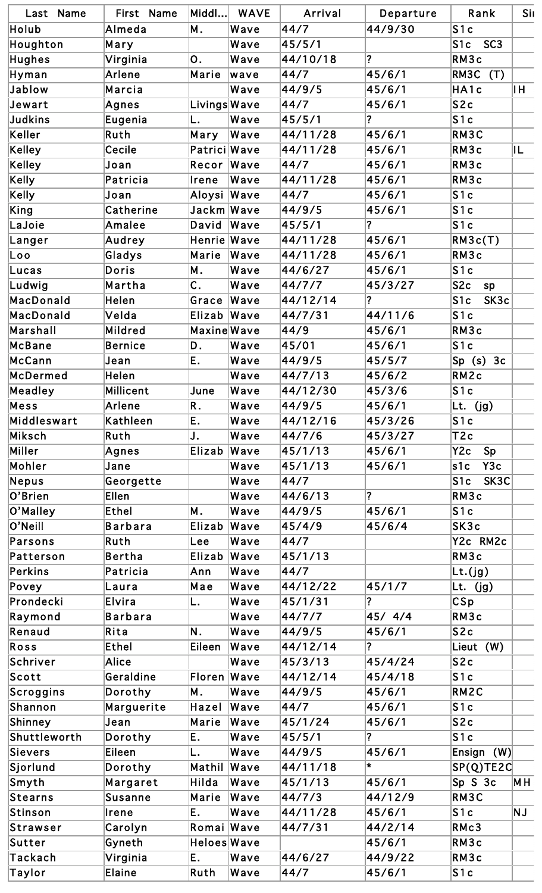| Last Name | First Name | Middl... | WAVE | Arrival | Departure | Rank | Si |
|---|---|---|---|---|---|---|---|
| Holub | Almeda | M. | Wave | 44/7 | 44/9/30 | S1c | |
| Houghton | Mary | | Wave | 45/5/1 | | S1c SC3 | |
| Hughes | Virginia | O. | Wave | 44/10/18 | ? | RM3c | |
| Hyman | Arlene | Marie | wave | 44/7 | 45/6/1 | RM3C (T) | |
| Jablow | Marcia | | Wave | 44/9/5 | 45/6/1 | HA1c | IH |
| Jewart | Agnes | Livings | Wave | 44/7 | 45/6/1 | S2c | |
| Judkins | Eugenia | L. | Wave | 45/5/1 | ? | S1c | |
| Keller | Ruth | Mary | Wave | 44/11/28 | 45/6/1 | RM3C | |
| Kelley | Cecile | Patrici | Wave | 44/11/28 | 45/6/1 | RM3c | IL |
| Kelley | Joan | Recor | Wave | 44/7 | 45/6/1 | RM3c | |
| Kelly | Patricia | Irene | Wave | 44/11/28 | 45/6/1 | RM3c | |
| Kelly | Joan | Aloysi | Wave | 44/7 | 45/6/1 | S1c | |
| King | Catherine | Jackm | Wave | 44/9/5 | 45/6/1 | S1c | |
| LaJoie | Amalee | David | Wave | 45/5/1 | ? | S1c | |
| Langer | Audrey | Henrie | Wave | 44/11/28 | 45/6/1 | RM3c(T) | |
| Loo | Gladys | Marie | Wave | 44/11/28 | 45/6/1 | RM3c | |
| Lucas | Doris | M. | Wave | 44/6/27 | 45/6/1 | S1c | |
| Ludwig | Martha | C. | Wave | 44/7/7 | 45/3/27 | S2c sp | |
| MacDonald | Helen | Grace | Wave | 44/12/14 | ? | S1c SK3c | |
| MacDonald | Velda | Elizab | Wave | 44/7/31 | 44/11/6 | S1c | |
| Marshall | Mildred | Maxine | Wave | 44/9 | 45/6/1 | RM3c | |
| McBane | Bernice | D. | Wave | 45/01 | 45/6/1 | S1c | |
| McCann | Jean | E. | Wave | 44/9/5 | 45/5/7 | Sp (s) 3c | |
| McDermed | Helen | | Wave | 44/7/13 | 45/6/2 | RM2c | |
| Meadley | Millicent | June | Wave | 44/12/30 | 45/3/6 | S1c | |
| Mess | Arlene | R. | Wave | 44/9/5 | 45/6/1 | Lt. (jg) | |
| Middleswart | Kathleen | E. | Wave | 44/12/16 | 45/3/26 | S1c | |
| Miksch | Ruth | J. | Wave | 44/7/6 | 45/3/27 | T2c | |
| Miller | Agnes | Elizab | Wave | 45/1/13 | 45/6/1 | Y2c Sp | |
| Mohler | Jane | | Wave | 45/1/13 | 45/6/1 | s1c Y3c | |
| Nepus | Georgette | | Wave | 44/7 | | S1c SK3C | |
| O'Brien | Ellen | | Wave | 44/6/13 | ? | RM3c | |
| O'Malley | Ethel | M. | Wave | 44/9/5 | 45/6/1 | S1c | |
| O'Neill | Barbara | Elizab | Wave | 45/4/9 | 45/6/4 | SK3c | |
| Parsons | Ruth | Lee | Wave | 44/7 | | Y2c RM2c | |
| Patterson | Bertha | Elizab | Wave | 45/1/13 | | RM3c | |
| Perkins | Patricia | Ann | Wave | 44/7 | | Lt.(jg) | |
| Povey | Laura | Mae | Wave | 44/12/22 | 45/1/7 | Lt. (jg) | |
| Prondecki | Elvira | L. | Wave | 45/1/31 | ? | CSp | |
| Raymond | Barbara | | Wave | 44/7/7 | 45/ 4/4 | RM3c | |
| Renaud | Rita | N. | Wave | 44/9/5 | 45/6/1 | S2c | |
| Ross | Ethel | Eileen | Wave | 44/12/14 | ? | Lieut (W) | |
| Schriver | Alice | | Wave | 45/3/13 | 45/4/24 | S2c | |
| Scott | Geraldine | Floren | Wave | 44/12/14 | 45/4/18 | S1c | |
| Scroggins | Dorothy | M. | Wave | 44/9/5 | 45/6/1 | RM2C | |
| Shannon | Marguerite | Hazel | Wave | 44/7 | 45/6/1 | S1c | |
| Shinney | Jean | Marie | Wave | 45/1/24 | 45/6/1 | S2c | |
| Shuttleworth | Dorothy | E. | Wave | 45/5/1 | ? | S1c | |
| Sievers | Eileen | L. | Wave | 44/9/5 | 45/6/1 | Ensign (W) | |
| Sjorlund | Dorothy | Mathil | Wave | 44/11/18 | * | SP(Q)TE2C | |
| Smyth | Margaret | Hilda | Wave | 45/1/13 | 45/6/1 | Sp S 3c | MH |
| Stearns | Susanne | Marie | Wave | 44/7/3 | 44/12/9 | RM3C | |
| Stinson | Irene | E. | Wave | 44/11/28 | 45/6/1 | S1c | NJ |
| Strawser | Carolyn | Romai | Wave | 44/7/31 | 44/2/14 | RMc3 | |
| Sutter | Gyneth | Heloes | Wave | | 45/6/1 | RM3c | |
| Tackach | Virginia | E. | Wave | 44/6/27 | 44/9/22 | RM3c | |
| Taylor | Elaine | Ruth | Wave | 44/7 | 45/6/1 | S1c | |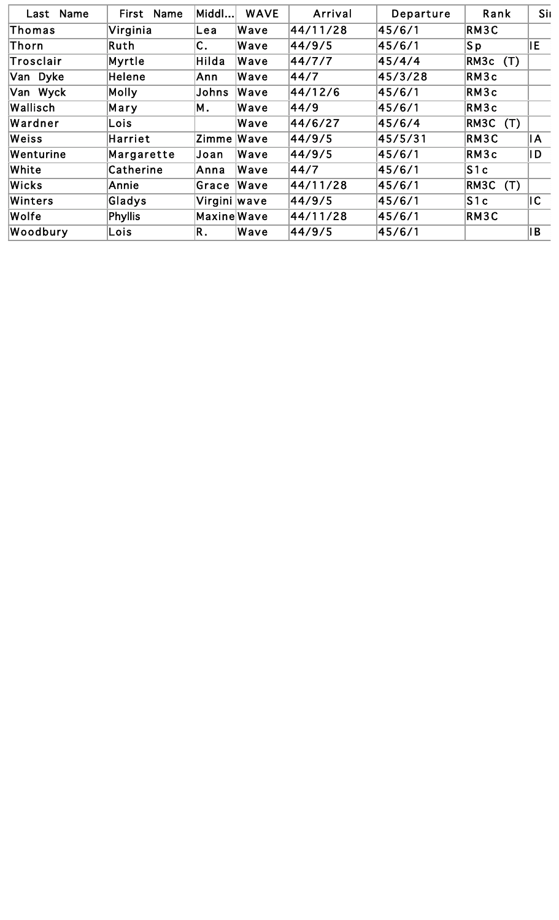| Last Name | First Name | Middl... | WAVE | Arrival | Departure | Rank | Si |
|---|---|---|---|---|---|---|---|
| Thomas | Virginia | Lea | Wave | 44/11/28 | 45/6/1 | RM3C | |
| Thorn | Ruth | C. | Wave | 44/9/5 | 45/6/1 | Sp | IE |
| Trosclair | Myrtle | Hilda | Wave | 44/7/7 | 45/4/4 | RM3c (T) | |
| Van Dyke | Helene | Ann | Wave | 44/7 | 45/3/28 | RM3c | |
| Van Wyck | Molly | Johns | Wave | 44/12/6 | 45/6/1 | RM3c | |
| Wallisch | Mary | M. | Wave | 44/9 | 45/6/1 | RM3c | |
| Wardner | Lois | | Wave | 44/6/27 | 45/6/4 | RM3C (T) | |
| Weiss | Harriet | Zimme | Wave | 44/9/5 | 45/5/31 | RM3C | IA |
| Wenturine | Margarette | Joan | Wave | 44/9/5 | 45/6/1 | RM3c | ID |
| White | Catherine | Anna | Wave | 44/7 | 45/6/1 | S1c | |
| Wicks | Annie | Grace | Wave | 44/11/28 | 45/6/1 | RM3C (T) | |
| Winters | Gladys | Virgini | wave | 44/9/5 | 45/6/1 | S1c | IC |
| Wolfe | Phyllis | Maxine | Wave | 44/11/28 | 45/6/1 | RM3C | |
| Woodbury | Lois | R. | Wave | 44/9/5 | 45/6/1 | | IB |